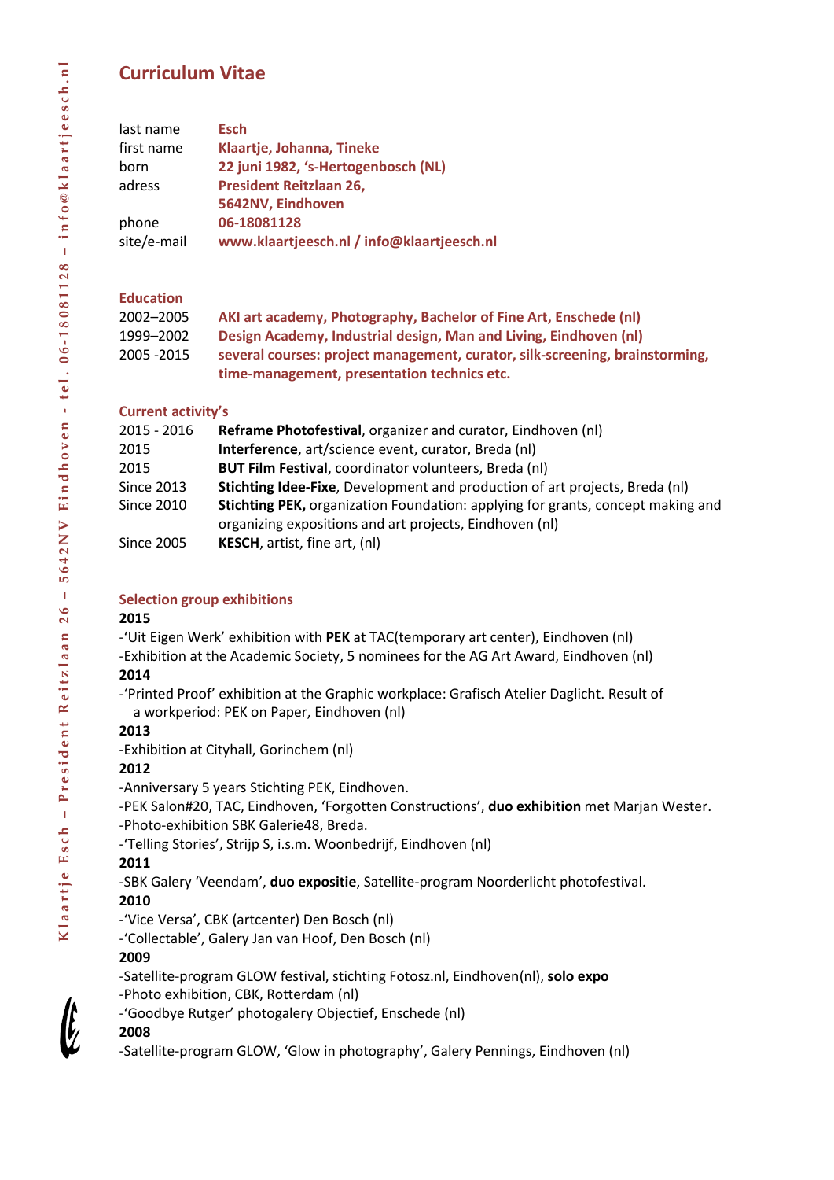# Curriculum Vitae

| | |
|---|---|
| last name | **Esch** |
| first name | **Klaartje, Johanna, Tineke** |
| born | **22 juni 1982, 's-Hertogenbosch (NL)** |
| adress | **President Reitzlaan 26, 5642NV, Eindhoven** |
| phone | **06-18081128** |
| site/e-mail | **www.klaartjeesch.nl / info@klaartjeesch.nl** |

## Education

| | |
|---|---|
| 2002–2005 | **AKI art academy, Photography, Bachelor of Fine Art, Enschede (nl)** |
| 1999–2002 | **Design Academy, Industrial design, Man and Living, Eindhoven (nl)** |
| 2005 -2015 | **several courses: project management, curator, silk-screening, brainstorming, time-management, presentation technics etc.** |

## Current activity's

| | |
|---|---|
| 2015 - 2016 | **Reframe Photofestival**, organizer and curator, Eindhoven (nl) |
| 2015 | **Interference**, art/science event, curator, Breda (nl) |
| 2015 | **BUT Film Festival**, coordinator volunteers, Breda (nl) |
| Since 2013 | **Stichting Idee-Fixe**, Development and production of art projects, Breda (nl) |
| Since 2010 | **Stichting PEK,** organization Foundation: applying for grants, concept making and organizing expositions and art projects, Eindhoven (nl) |
| Since 2005 | **KESCH**, artist, fine art, (nl) |

## Selection group exhibitions

**2015**

-'Uit Eigen Werk' exhibition with **PEK** at TAC(temporary art center), Eindhoven (nl)
-Exhibition at the Academic Society, 5 nominees for the AG Art Award, Eindhoven (nl)

**2014**

-'Printed Proof' exhibition at the Graphic workplace: Grafisch Atelier Daglicht. Result of a workperiod: PEK on Paper, Eindhoven (nl)

**2013**

-Exhibition at Cityhall, Gorinchem (nl)

**2012**

-Anniversary 5 years Stichting PEK, Eindhoven.
-PEK Salon#20, TAC, Eindhoven, 'Forgotten Constructions', **duo exhibition** met Marjan Wester.
-Photo-exhibition SBK Galerie48, Breda.
-'Telling Stories', Strijp S, i.s.m. Woonbedrijf, Eindhoven (nl)

**2011**

-SBK Galery 'Veendam', **duo expositie**, Satellite-program Noorderlicht photofestival.

**2010**

-'Vice Versa', CBK (artcenter) Den Bosch (nl)
-'Collectable', Galery Jan van Hoof, Den Bosch (nl)

**2009**

-Satellite-program GLOW festival, stichting Fotosz.nl, Eindhoven(nl), **solo expo**
-Photo exhibition, CBK, Rotterdam (nl)
-'Goodbye Rutger' photogalery Objectief, Enschede (nl)

**2008**

-Satellite-program GLOW, 'Glow in photography', Galery Pennings, Eindhoven (nl)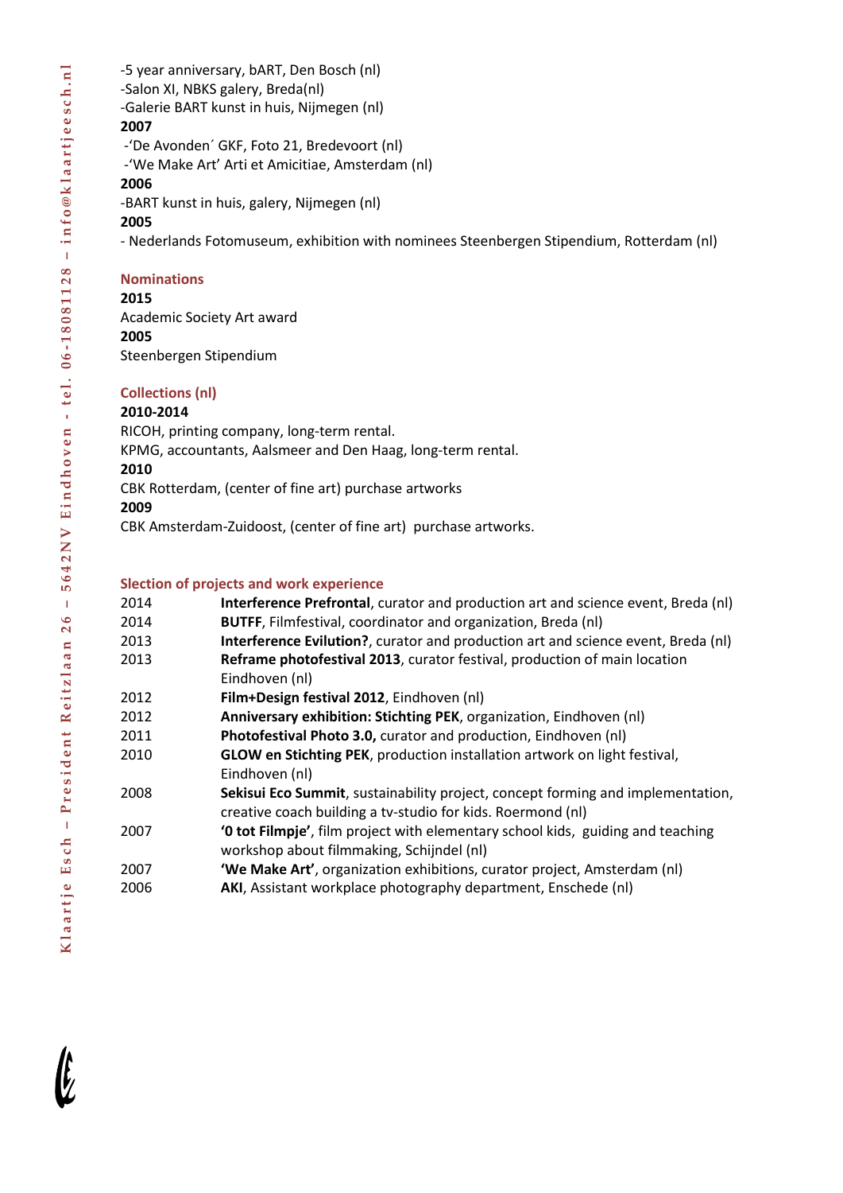-5 year anniversary, bART, Den Bosch (nl)
-Salon XI, NBKS galery, Breda(nl)
-Galerie BART kunst in huis, Nijmegen (nl)

**2007**

-'De Avonden´ GKF, Foto 21, Bredevoort (nl)
-'We Make Art' Arti et Amicitiae, Amsterdam (nl)

**2006**

-BART kunst in huis, galery, Nijmegen (nl)

**2005**

- Nederlands Fotomuseum, exhibition with nominees Steenbergen Stipendium, Rotterdam (nl)

## Nominations

**2015**

Academic Society Art award

**2005**

Steenbergen Stipendium

## Collections (nl)

**2010-2014**

RICOH, printing company, long-term rental.
KPMG, accountants, Aalsmeer and Den Haag, long-term rental.

**2010**

CBK Rotterdam, (center of fine art) purchase artworks

**2009**

CBK Amsterdam-Zuidoost, (center of fine art) purchase artworks.

## Slection of projects and work experience

| | |
|---|---|
| 2014 | **Interference Prefrontal**, curator and production art and science event, Breda (nl) |
| 2014 | **BUTFF**, Filmfestival, coordinator and organization, Breda (nl) |
| 2013 | **Interference Evilution?**, curator and production art and science event, Breda (nl) |
| 2013 | **Reframe photofestival 2013**, curator festival, production of main location Eindhoven (nl) |
| 2012 | **Film+Design festival 2012**, Eindhoven (nl) |
| 2012 | **Anniversary exhibition: Stichting PEK**, organization, Eindhoven (nl) |
| 2011 | **Photofestival Photo 3.0,** curator and production, Eindhoven (nl) |
| 2010 | **GLOW en Stichting PEK**, production installation artwork on light festival, Eindhoven (nl) |
| 2008 | **Sekisui Eco Summit**, sustainability project, concept forming and implementation, creative coach building a tv-studio for kids. Roermond (nl) |
| 2007 | **'0 tot Filmpje'**, film project with elementary school kids, guiding and teaching workshop about filmmaking, Schijndel (nl) |
| 2007 | **'We Make Art'**, organization exhibitions, curator project, Amsterdam (nl) |
| 2006 | **AKI**, Assistant workplace photography department, Enschede (nl) |